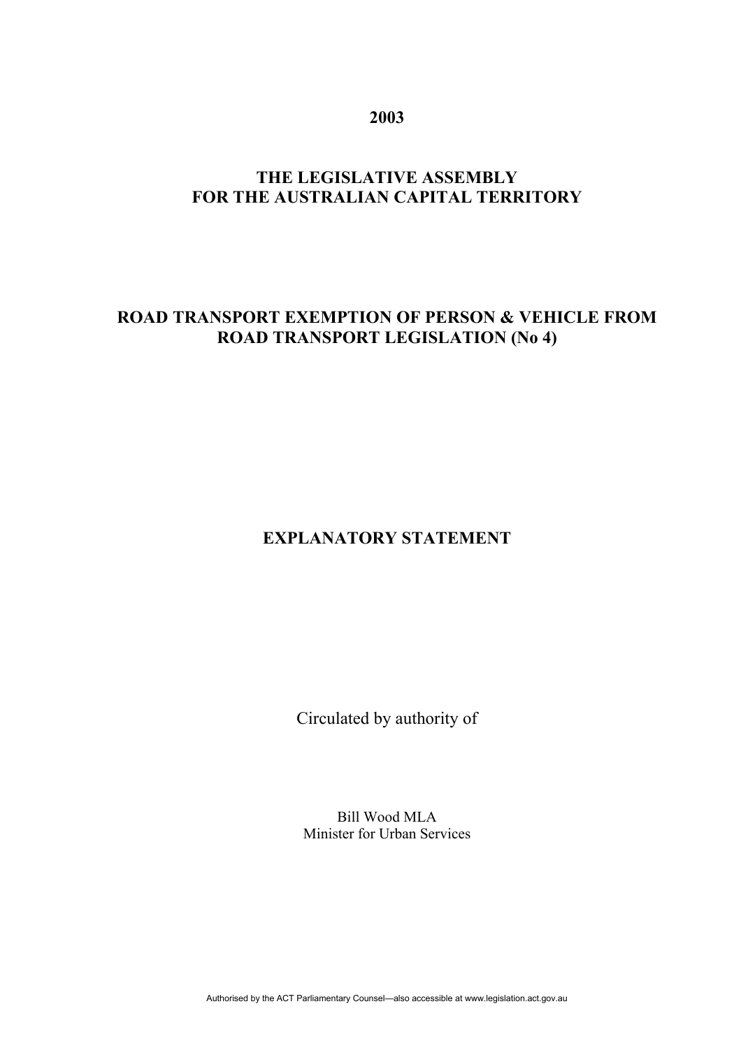**2003**

# THE LEGISLATIVE ASSEMBLY FOR THE AUSTRALIAN CAPITAL TERRITORY

## ROAD TRANSPORT EXEMPTION OF PERSON & VEHICLE FROM ROAD TRANSPORT LEGISLATION (No 4)

## EXPLANATORY STATEMENT

Circulated by authority of

Bill Wood MLA
Minister for Urban Services

Authorised by the ACT Parliamentary Counsel—also accessible at www.legislation.act.gov.au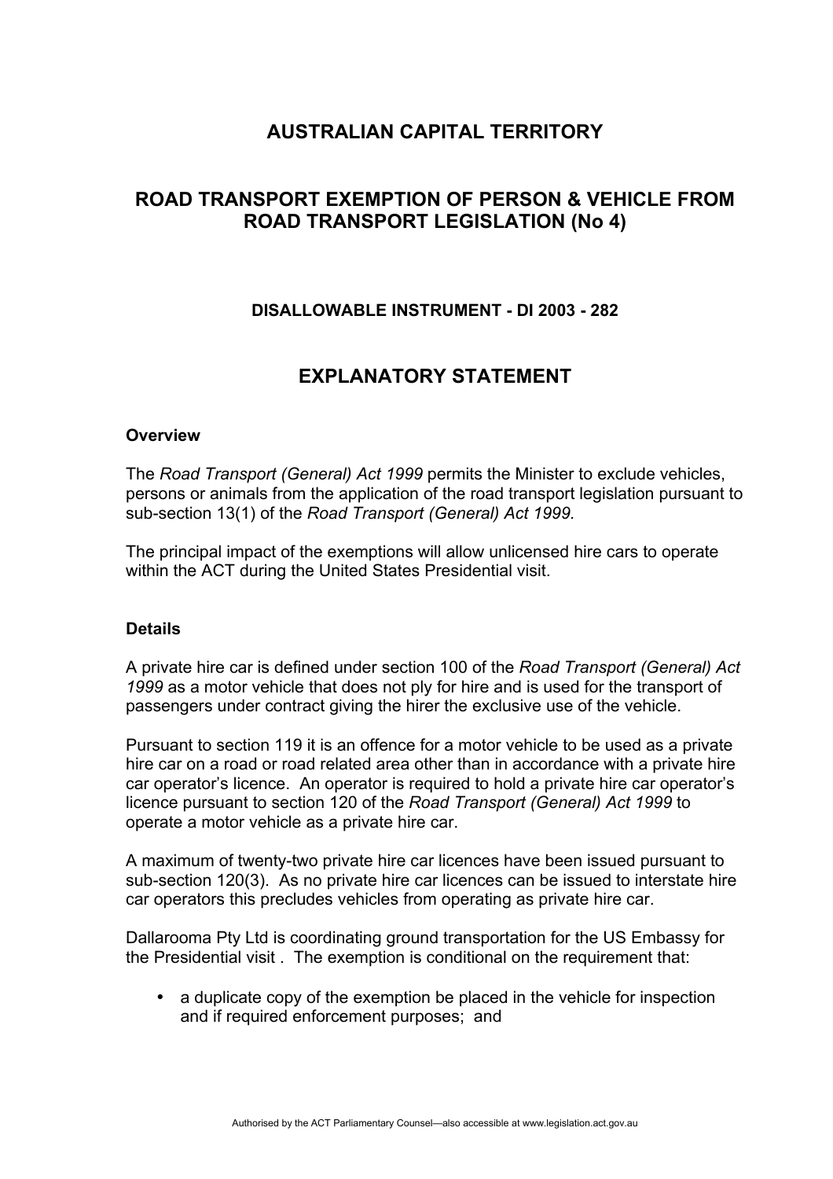# AUSTRALIAN CAPITAL TERRITORY

## ROAD TRANSPORT EXEMPTION OF PERSON & VEHICLE FROM ROAD TRANSPORT LEGISLATION (No 4)

### DISALLOWABLE INSTRUMENT - DI 2003 - 282

## EXPLANATORY STATEMENT

**Overview**

The *Road Transport (General) Act 1999* permits the Minister to exclude vehicles, persons or animals from the application of the road transport legislation pursuant to sub-section 13(1) of the *Road Transport (General) Act 1999.*

The principal impact of the exemptions will allow unlicensed hire cars to operate within the ACT during the United States Presidential visit.

**Details**

A private hire car is defined under section 100 of the *Road Transport (General) Act 1999* as a motor vehicle that does not ply for hire and is used for the transport of passengers under contract giving the hirer the exclusive use of the vehicle.

Pursuant to section 119 it is an offence for a motor vehicle to be used as a private hire car on a road or road related area other than in accordance with a private hire car operator's licence. An operator is required to hold a private hire car operator's licence pursuant to section 120 of the *Road Transport (General) Act 1999* to operate a motor vehicle as a private hire car.

A maximum of twenty-two private hire car licences have been issued pursuant to sub-section 120(3). As no private hire car licences can be issued to interstate hire car operators this precludes vehicles from operating as private hire car.

Dallarooma Pty Ltd is coordinating ground transportation for the US Embassy for the Presidential visit . The exemption is conditional on the requirement that:

- a duplicate copy of the exemption be placed in the vehicle for inspection and if required enforcement purposes; and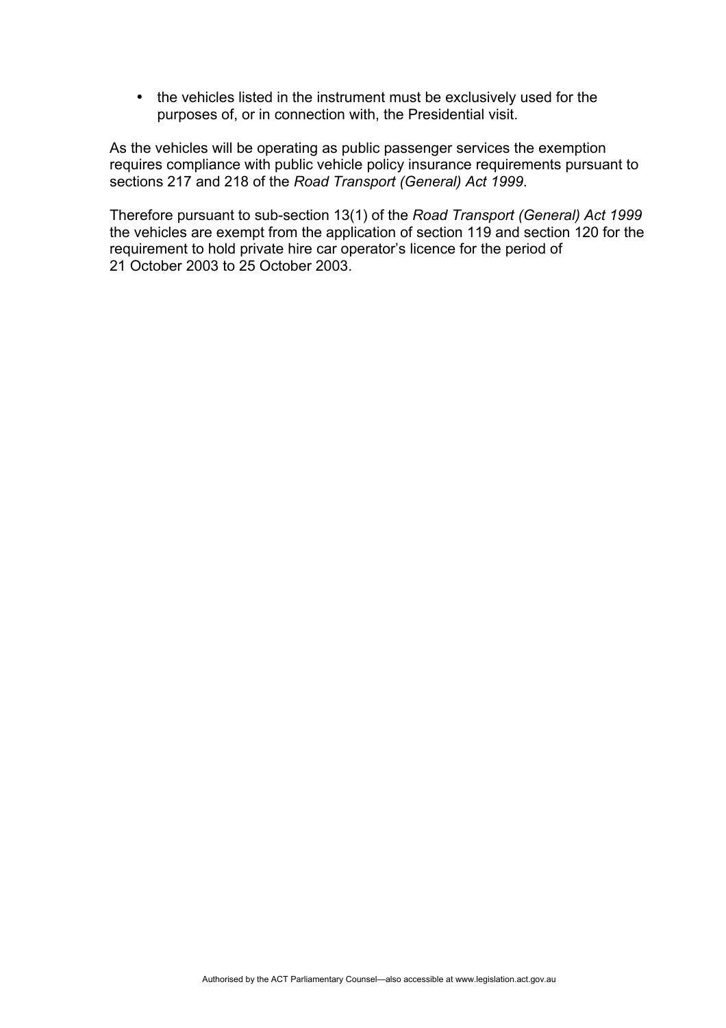- the vehicles listed in the instrument must be exclusively used for the purposes of, or in connection with, the Presidential visit.

As the vehicles will be operating as public passenger services the exemption requires compliance with public vehicle policy insurance requirements pursuant to sections 217 and 218 of the *Road Transport (General) Act 1999*.

Therefore pursuant to sub-section 13(1) of the *Road Transport (General) Act 1999* the vehicles are exempt from the application of section 119 and section 120 for the requirement to hold private hire car operator's licence for the period of 21 October 2003 to 25 October 2003.